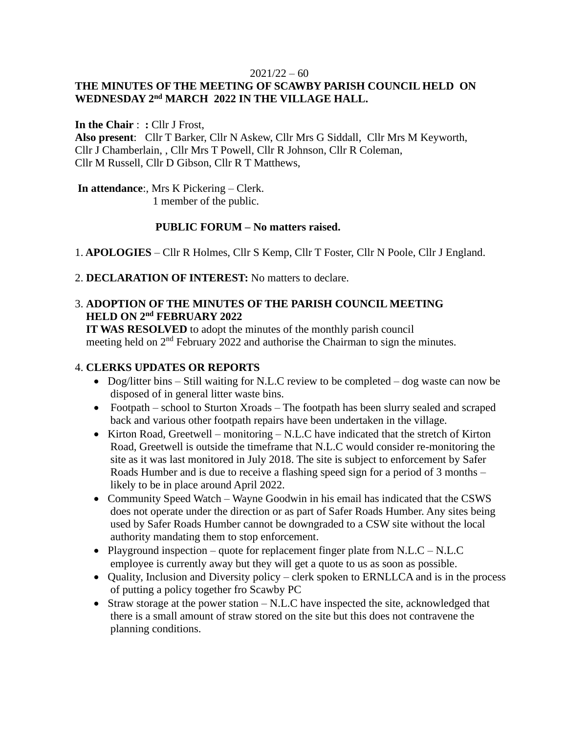2021/22 – 60

**THE MINUTES OF THE MEETING OF SCAWBY PARISH COUNCIL HELD ON WEDNESDAY 2nd MARCH 2022 IN THE VILLAGE HALL.**

**In the Chair** : **:** Cllr J Frost,
**Also present**: Cllr T Barker, Cllr N Askew, Cllr Mrs G Siddall, Cllr Mrs M Keyworth, Cllr J Chamberlain, , Cllr Mrs T Powell, Cllr R Johnson, Cllr R Coleman, Cllr M Russell, Cllr D Gibson, Cllr R T Matthews,

**In attendance**:, Mrs K Pickering – Clerk.
1 member of the public.

**PUBLIC FORUM – No matters raised.**

1. **APOLOGIES** – Cllr R Holmes, Cllr S Kemp, Cllr T Foster, Cllr N Poole, Cllr J England.

2. **DECLARATION OF INTEREST:** No matters to declare.

3. **ADOPTION OF THE MINUTES OF THE PARISH COUNCIL MEETING HELD ON 2nd FEBRUARY 2022**
   **IT WAS RESOLVED** to adopt the minutes of the monthly parish council meeting held on 2nd February 2022 and authorise the Chairman to sign the minutes.

4. **CLERKS UPDATES OR REPORTS**
   - Dog/litter bins – Still waiting for N.L.C review to be completed – dog waste can now be disposed of in general litter waste bins.
   - Footpath – school to Sturton Xroads – The footpath has been slurry sealed and scraped back and various other footpath repairs have been undertaken in the village.
   - Kirton Road, Greetwell – monitoring – N.L.C have indicated that the stretch of Kirton Road, Greetwell is outside the timeframe that N.L.C would consider re-monitoring the site as it was last monitored in July 2018. The site is subject to enforcement by Safer Roads Humber and is due to receive a flashing speed sign for a period of 3 months – likely to be in place around April 2022.
   - Community Speed Watch – Wayne Goodwin in his email has indicated that the CSWS does not operate under the direction or as part of Safer Roads Humber. Any sites being used by Safer Roads Humber cannot be downgraded to a CSW site without the local authority mandating them to stop enforcement.
   - Playground inspection – quote for replacement finger plate from N.L.C – N.L.C employee is currently away but they will get a quote to us as soon as possible.
   - Quality, Inclusion and Diversity policy – clerk spoken to ERNLLCA and is in the process of putting a policy together fro Scawby PC
   - Straw storage at the power station – N.L.C have inspected the site, acknowledged that there is a small amount of straw stored on the site but this does not contravene the planning conditions.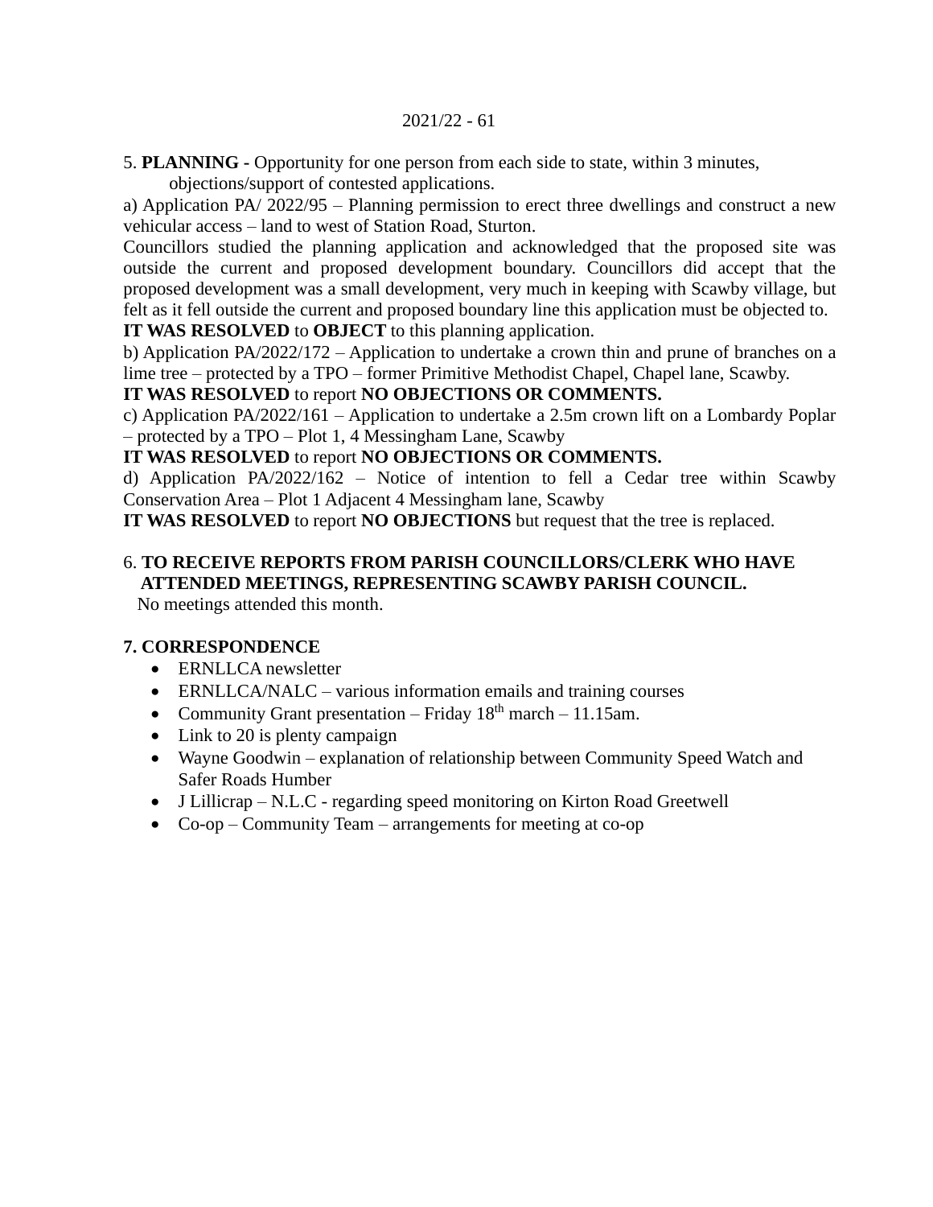5. **PLANNING -** Opportunity for one person from each side to state, within 3 minutes, objections/support of contested applications.

a) Application PA/ 2022/95 – Planning permission to erect three dwellings and construct a new vehicular access – land to west of Station Road, Sturton.

Councillors studied the planning application and acknowledged that the proposed site was outside the current and proposed development boundary. Councillors did accept that the proposed development was a small development, very much in keeping with Scawby village, but felt as it fell outside the current and proposed boundary line this application must be objected to.

**IT WAS RESOLVED** to **OBJECT** to this planning application.

b) Application PA/2022/172 – Application to undertake a crown thin and prune of branches on a lime tree – protected by a TPO – former Primitive Methodist Chapel, Chapel lane, Scawby.

**IT WAS RESOLVED** to report **NO OBJECTIONS OR COMMENTS.**

c) Application PA/2022/161 – Application to undertake a 2.5m crown lift on a Lombardy Poplar – protected by a TPO – Plot 1, 4 Messingham Lane, Scawby

**IT WAS RESOLVED** to report **NO OBJECTIONS OR COMMENTS.**

d) Application PA/2022/162 – Notice of intention to fell a Cedar tree within Scawby Conservation Area – Plot 1 Adjacent 4 Messingham lane, Scawby

**IT WAS RESOLVED** to report **NO OBJECTIONS** but request that the tree is replaced.

6. **TO RECEIVE REPORTS FROM PARISH COUNCILLORS/CLERK WHO HAVE ATTENDED MEETINGS, REPRESENTING SCAWBY PARISH COUNCIL.**

No meetings attended this month.

**7. CORRESPONDENCE**

- ERNLLCA newsletter
- ERNLLCA/NALC – various information emails and training courses
- Community Grant presentation – Friday 18th march – 11.15am.
- Link to 20 is plenty campaign
- Wayne Goodwin – explanation of relationship between Community Speed Watch and Safer Roads Humber
- J Lillicrap – N.L.C - regarding speed monitoring on Kirton Road Greetwell
- Co-op – Community Team – arrangements for meeting at co-op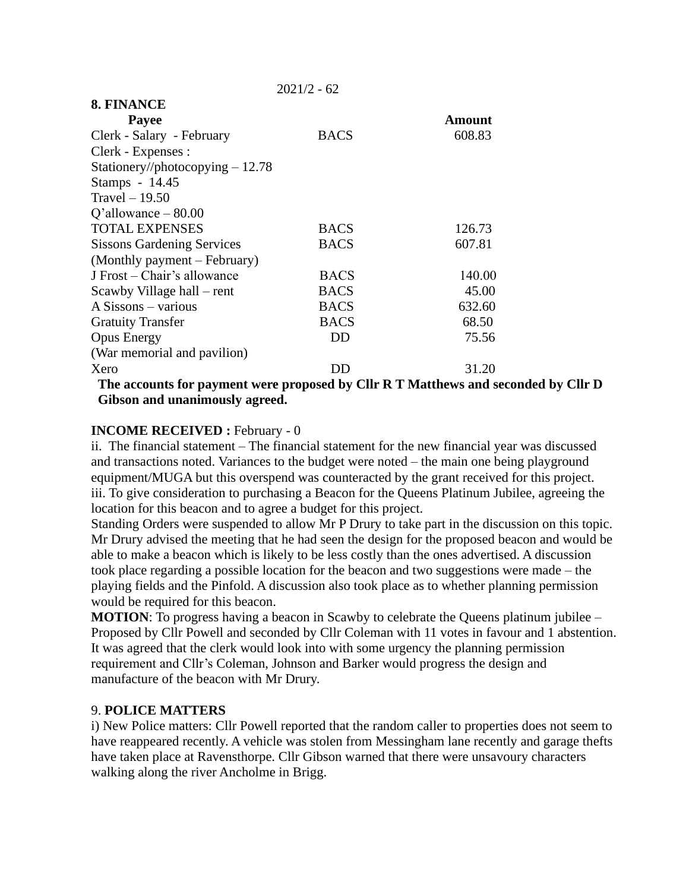2021/2 - 62

**8. FINANCE**

| **Payee** | | **Amount** |
|---|---|---|
| Clerk - Salary - February | BACS | 608.83 |
| Clerk - Expenses : | | |
| Stationery//photocopying – 12.78 | | |
| Stamps - 14.45 | | |
| Travel – 19.50 | | |
| Q'allowance – 80.00 | | |
| TOTAL EXPENSES | BACS | 126.73 |
| Sissons Gardening Services | BACS | 607.81 |
| (Monthly payment – February) | | |
| J Frost – Chair's allowance | BACS | 140.00 |
| Scawby Village hall – rent | BACS | 45.00 |
| A Sissons – various | BACS | 632.60 |
| Gratuity Transfer | BACS | 68.50 |
| Opus Energy | DD | 75.56 |
| (War memorial and pavilion) | | |
| Xero | DD | 31.20 |

**The accounts for payment were proposed by Cllr R T Matthews and seconded by Cllr D Gibson and unanimously agreed.**

**INCOME RECEIVED :** February - 0

ii. The financial statement – The financial statement for the new financial year was discussed and transactions noted. Variances to the budget were noted – the main one being playground equipment/MUGA but this overspend was counteracted by the grant received for this project.

iii. To give consideration to purchasing a Beacon for the Queens Platinum Jubilee, agreeing the location for this beacon and to agree a budget for this project.

Standing Orders were suspended to allow Mr P Drury to take part in the discussion on this topic. Mr Drury advised the meeting that he had seen the design for the proposed beacon and would be able to make a beacon which is likely to be less costly than the ones advertised. A discussion took place regarding a possible location for the beacon and two suggestions were made – the playing fields and the Pinfold. A discussion also took place as to whether planning permission would be required for this beacon.

**MOTION**: To progress having a beacon in Scawby to celebrate the Queens platinum jubilee – Proposed by Cllr Powell and seconded by Cllr Coleman with 11 votes in favour and 1 abstention. It was agreed that the clerk would look into with some urgency the planning permission requirement and Cllr's Coleman, Johnson and Barker would progress the design and manufacture of the beacon with Mr Drury.

9. **POLICE MATTERS**

i) New Police matters: Cllr Powell reported that the random caller to properties does not seem to have reappeared recently. A vehicle was stolen from Messingham lane recently and garage thefts have taken place at Ravensthorpe. Cllr Gibson warned that there were unsavoury characters walking along the river Ancholme in Brigg.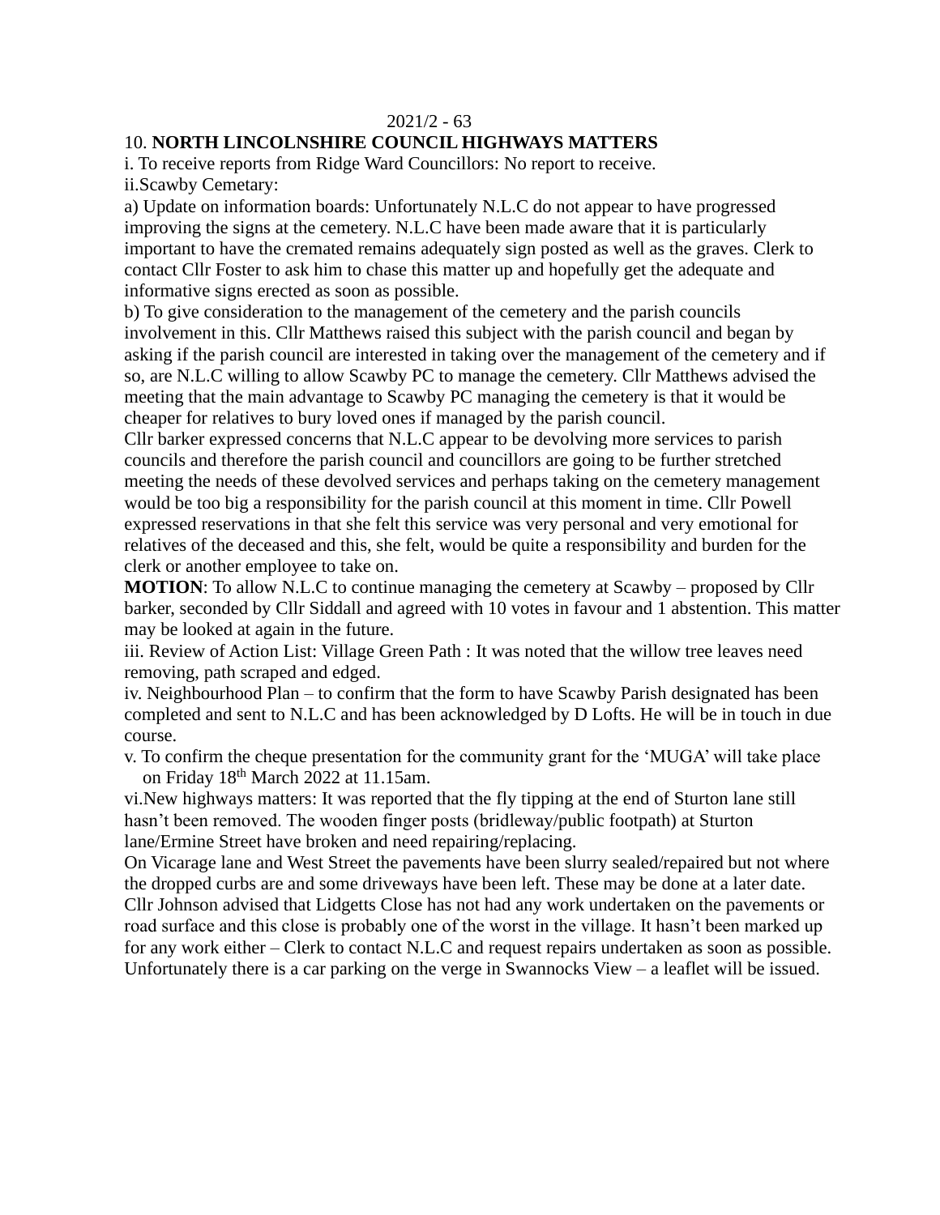10. **NORTH LINCOLNSHIRE COUNCIL HIGHWAYS MATTERS**

i. To receive reports from Ridge Ward Councillors: No report to receive.

ii.Scawby Cemetary:

a) Update on information boards: Unfortunately N.L.C do not appear to have progressed improving the signs at the cemetery. N.L.C have been made aware that it is particularly important to have the cremated remains adequately sign posted as well as the graves. Clerk to contact Cllr Foster to ask him to chase this matter up and hopefully get the adequate and informative signs erected as soon as possible.

b) To give consideration to the management of the cemetery and the parish councils involvement in this. Cllr Matthews raised this subject with the parish council and began by asking if the parish council are interested in taking over the management of the cemetery and if so, are N.L.C willing to allow Scawby PC to manage the cemetery. Cllr Matthews advised the meeting that the main advantage to Scawby PC managing the cemetery is that it would be cheaper for relatives to bury loved ones if managed by the parish council.

Cllr barker expressed concerns that N.L.C appear to be devolving more services to parish councils and therefore the parish council and councillors are going to be further stretched meeting the needs of these devolved services and perhaps taking on the cemetery management would be too big a responsibility for the parish council at this moment in time. Cllr Powell expressed reservations in that she felt this service was very personal and very emotional for relatives of the deceased and this, she felt, would be quite a responsibility and burden for the clerk or another employee to take on.

**MOTION**: To allow N.L.C to continue managing the cemetery at Scawby – proposed by Cllr barker, seconded by Cllr Siddall and agreed with 10 votes in favour and 1 abstention. This matter may be looked at again in the future.

iii. Review of Action List: Village Green Path : It was noted that the willow tree leaves need removing, path scraped and edged.

iv. Neighbourhood Plan – to confirm that the form to have Scawby Parish designated has been completed and sent to N.L.C and has been acknowledged by D Lofts. He will be in touch in due course.

v. To confirm the cheque presentation for the community grant for the 'MUGA' will take place on Friday 18th March 2022 at 11.15am.

vi.New highways matters: It was reported that the fly tipping at the end of Sturton lane still hasn't been removed. The wooden finger posts (bridleway/public footpath) at Sturton lane/Ermine Street have broken and need repairing/replacing.

On Vicarage lane and West Street the pavements have been slurry sealed/repaired but not where the dropped curbs are and some driveways have been left. These may be done at a later date.

Cllr Johnson advised that Lidgetts Close has not had any work undertaken on the pavements or road surface and this close is probably one of the worst in the village. It hasn't been marked up for any work either – Clerk to contact N.L.C and request repairs undertaken as soon as possible.

Unfortunately there is a car parking on the verge in Swannocks View – a leaflet will be issued.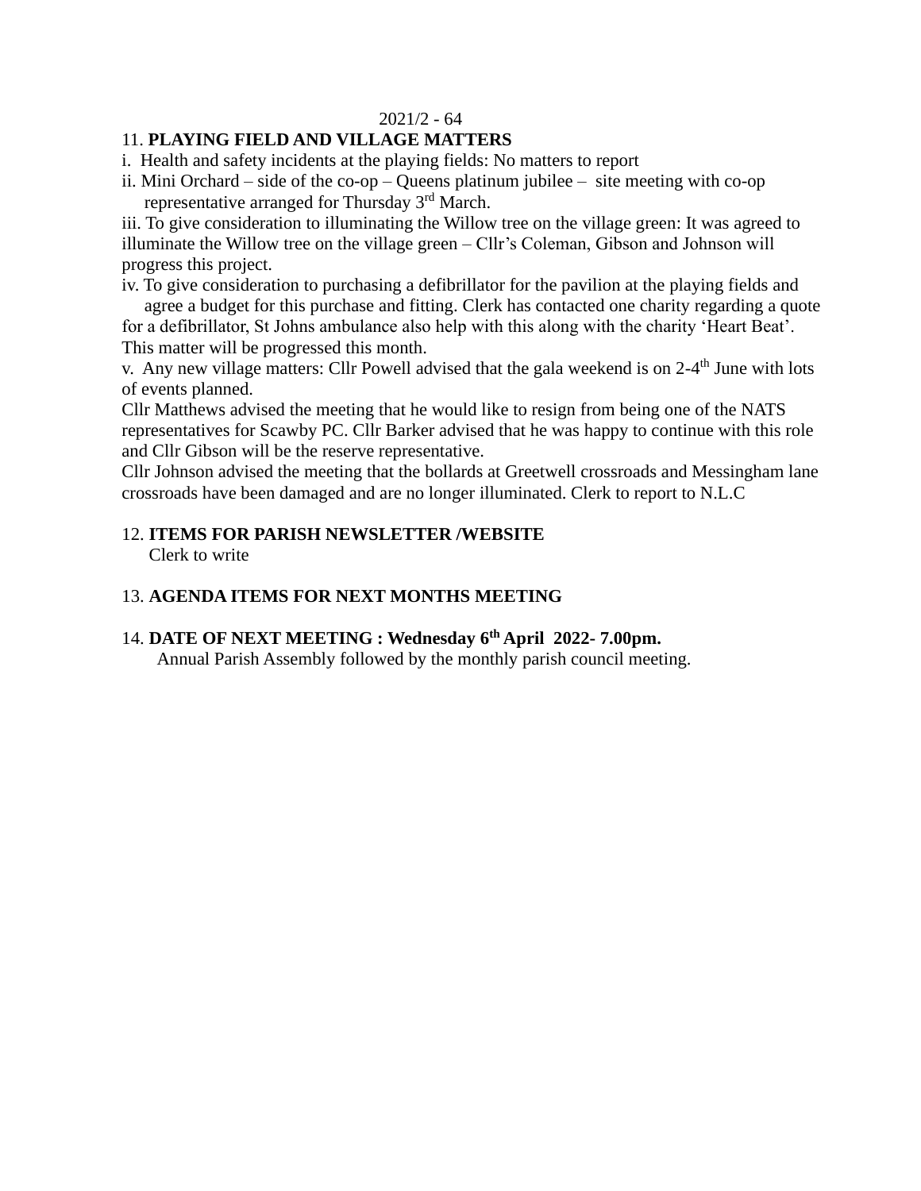11. **PLAYING FIELD AND VILLAGE MATTERS**

i. Health and safety incidents at the playing fields: No matters to report

ii. Mini Orchard – side of the co-op – Queens platinum jubilee – site meeting with co-op representative arranged for Thursday 3rd March.

iii. To give consideration to illuminating the Willow tree on the village green: It was agreed to illuminate the Willow tree on the village green – Cllr's Coleman, Gibson and Johnson will progress this project.

iv. To give consideration to purchasing a defibrillator for the pavilion at the playing fields and agree a budget for this purchase and fitting. Clerk has contacted one charity regarding a quote for a defibrillator, St Johns ambulance also help with this along with the charity 'Heart Beat'. This matter will be progressed this month.

v. Any new village matters: Cllr Powell advised that the gala weekend is on 2-4th June with lots of events planned.

Cllr Matthews advised the meeting that he would like to resign from being one of the NATS representatives for Scawby PC. Cllr Barker advised that he was happy to continue with this role and Cllr Gibson will be the reserve representative.

Cllr Johnson advised the meeting that the bollards at Greetwell crossroads and Messingham lane crossroads have been damaged and are no longer illuminated. Clerk to report to N.L.C

12. **ITEMS FOR PARISH NEWSLETTER /WEBSITE**

Clerk to write

13. **AGENDA ITEMS FOR NEXT MONTHS MEETING**

14. **DATE OF NEXT MEETING : Wednesday 6th April 2022- 7.00pm.**

Annual Parish Assembly followed by the monthly parish council meeting.